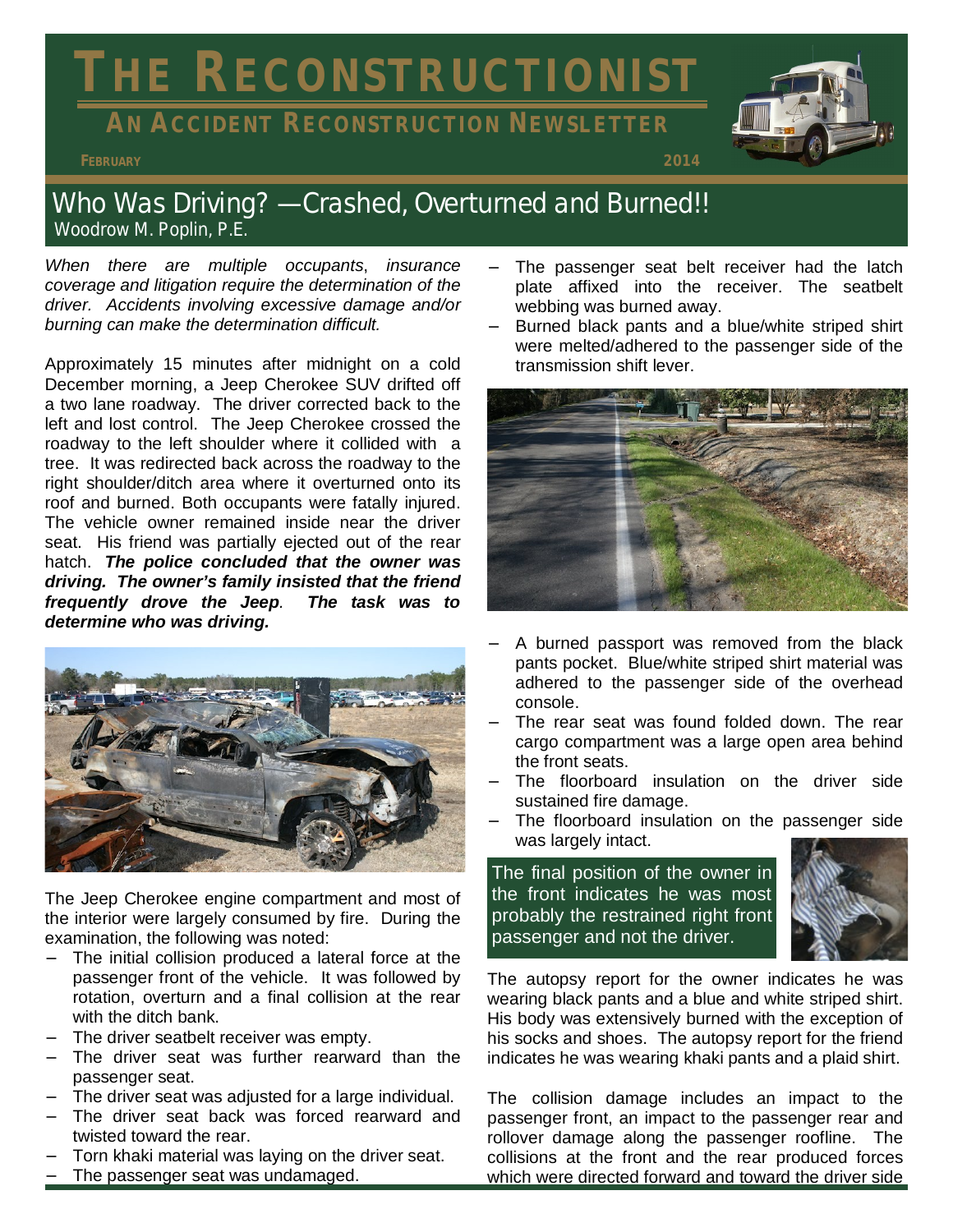# THE RECONSTRUCTIONIST

## AN ACCIDENT RECONSTRUCTION NEWSLETTER

FEBRUARY 2014

## Who Was Driving? —Crashed, Overturned and Burned!!

Woodrow M. Poplin, P.E.

*When there are multiple occupants, insurance coverage and litigation require the determination of the driver. Accidents involving excessive damage and/or burning can make the determination difficult.*

Approximately 15 minutes after midnight on a cold December morning, a Jeep Cherokee SUV drifted off a two lane roadway. The driver corrected back to the left and lost control. The Jeep Cherokee crossed the roadway to the left shoulder where it collided with a tree. It was redirected back across the roadway to the right shoulder/ditch area where it overturned onto its roof and burned. Both occupants were fatally injured. The vehicle owner remained inside near the driver seat. His friend was partially ejected out of the rear hatch. ***The police concluded that the owner was driving. The owner's family insisted that the friend frequently drove the Jeep. The task was to determine who was driving.***

The Jeep Cherokee engine compartment and most of the interior were largely consumed by fire. During the examination, the following was noted:

- The initial collision produced a lateral force at the passenger front of the vehicle. It was followed by rotation, overturn and a final collision at the rear with the ditch bank.
- The driver seatbelt receiver was empty.
- The driver seat was further rearward than the passenger seat.
- The driver seat was adjusted for a large individual.
- The driver seat back was forced rearward and twisted toward the rear.
- Torn khaki material was laying on the driver seat.
- The passenger seat was undamaged.
- The passenger seat belt receiver had the latch plate affixed into the receiver. The seatbelt webbing was burned away.
- Burned black pants and a blue/white striped shirt were melted/adhered to the passenger side of the transmission shift lever.
- A burned passport was removed from the black pants pocket. Blue/white striped shirt material was adhered to the passenger side of the overhead console.
- The rear seat was found folded down. The rear cargo compartment was a large open area behind the front seats.
- The floorboard insulation on the driver side sustained fire damage.
- The floorboard insulation on the passenger side was largely intact.

The final position of the owner in the front indicates he was most probably the restrained right front passenger and not the driver.

The autopsy report for the owner indicates he was wearing black pants and a blue and white striped shirt. His body was extensively burned with the exception of his socks and shoes. The autopsy report for the friend indicates he was wearing khaki pants and a plaid shirt.

The collision damage includes an impact to the passenger front, an impact to the passenger rear and rollover damage along the passenger roofline. The collisions at the front and the rear produced forces which were directed forward and toward the driver side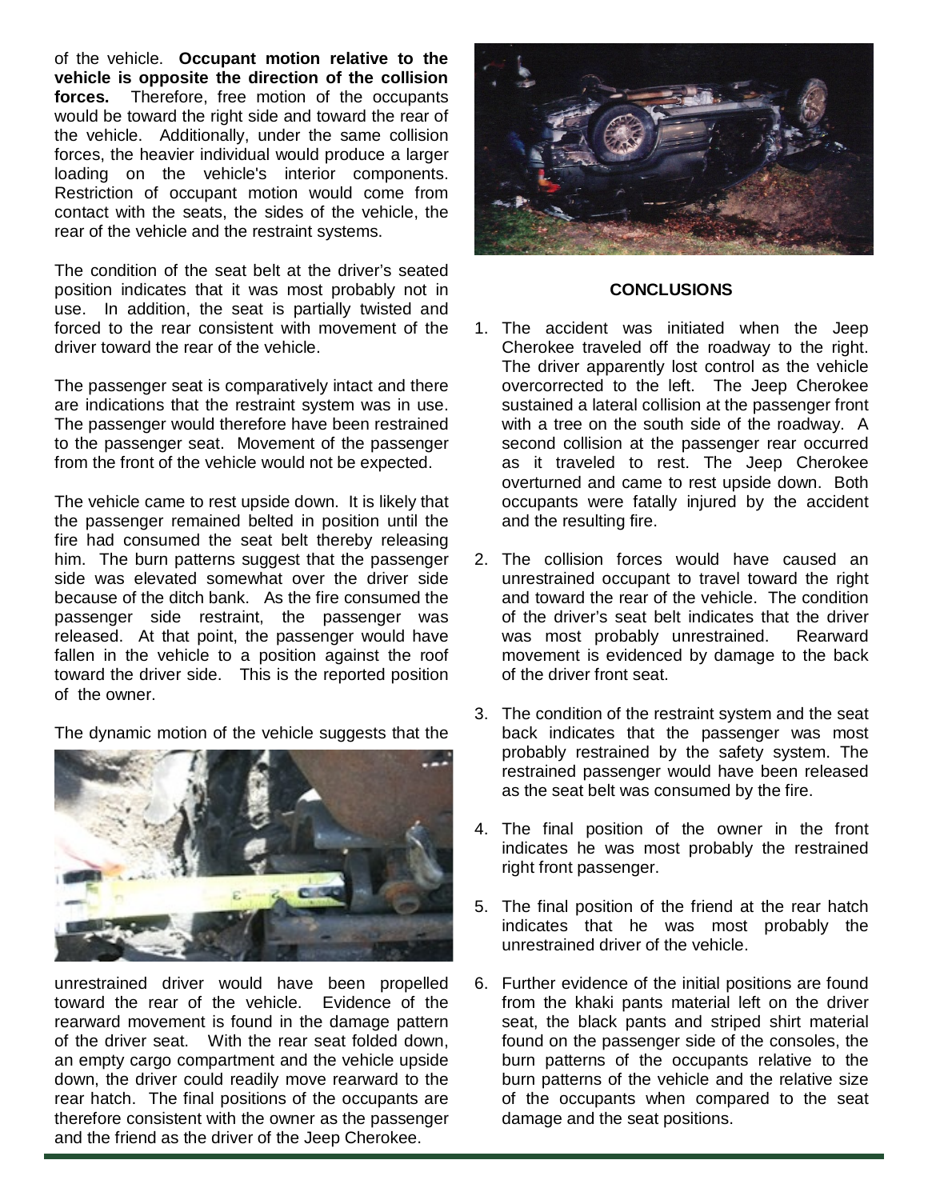of the vehicle. **Occupant motion relative to the vehicle is opposite the direction of the collision forces.** Therefore, free motion of the occupants would be toward the right side and toward the rear of the vehicle. Additionally, under the same collision forces, the heavier individual would produce a larger loading on the vehicle's interior components. Restriction of occupant motion would come from contact with the seats, the sides of the vehicle, the rear of the vehicle and the restraint systems.

The condition of the seat belt at the driver's seated position indicates that it was most probably not in use. In addition, the seat is partially twisted and forced to the rear consistent with movement of the driver toward the rear of the vehicle.

The passenger seat is comparatively intact and there are indications that the restraint system was in use. The passenger would therefore have been restrained to the passenger seat. Movement of the passenger from the front of the vehicle would not be expected.

The vehicle came to rest upside down. It is likely that the passenger remained belted in position until the fire had consumed the seat belt thereby releasing him. The burn patterns suggest that the passenger side was elevated somewhat over the driver side because of the ditch bank. As the fire consumed the passenger side restraint, the passenger was released. At that point, the passenger would have fallen in the vehicle to a position against the roof toward the driver side. This is the reported position of the owner.

The dynamic motion of the vehicle suggests that the unrestrained driver would have been propelled toward the rear of the vehicle. Evidence of the rearward movement is found in the damage pattern of the driver seat. With the rear seat folded down, an empty cargo compartment and the vehicle upside down, the driver could readily move rearward to the rear hatch. The final positions of the occupants are therefore consistent with the owner as the passenger and the friend as the driver of the Jeep Cherokee.

## CONCLUSIONS

1. The accident was initiated when the Jeep Cherokee traveled off the roadway to the right. The driver apparently lost control as the vehicle overcorrected to the left. The Jeep Cherokee sustained a lateral collision at the passenger front with a tree on the south side of the roadway. A second collision at the passenger rear occurred as it traveled to rest. The Jeep Cherokee overturned and came to rest upside down. Both occupants were fatally injured by the accident and the resulting fire.
2. The collision forces would have caused an unrestrained occupant to travel toward the right and toward the rear of the vehicle. The condition of the driver's seat belt indicates that the driver was most probably unrestrained. Rearward movement is evidenced by damage to the back of the driver front seat.
3. The condition of the restraint system and the seat back indicates that the passenger was most probably restrained by the safety system. The restrained passenger would have been released as the seat belt was consumed by the fire.
4. The final position of the owner in the front indicates he was most probably the restrained right front passenger.
5. The final position of the friend at the rear hatch indicates that he was most probably the unrestrained driver of the vehicle.
6. Further evidence of the initial positions are found from the khaki pants material left on the driver seat, the black pants and striped shirt material found on the passenger side of the consoles, the burn patterns of the occupants relative to the burn patterns of the vehicle and the relative size of the occupants when compared to the seat damage and the seat positions.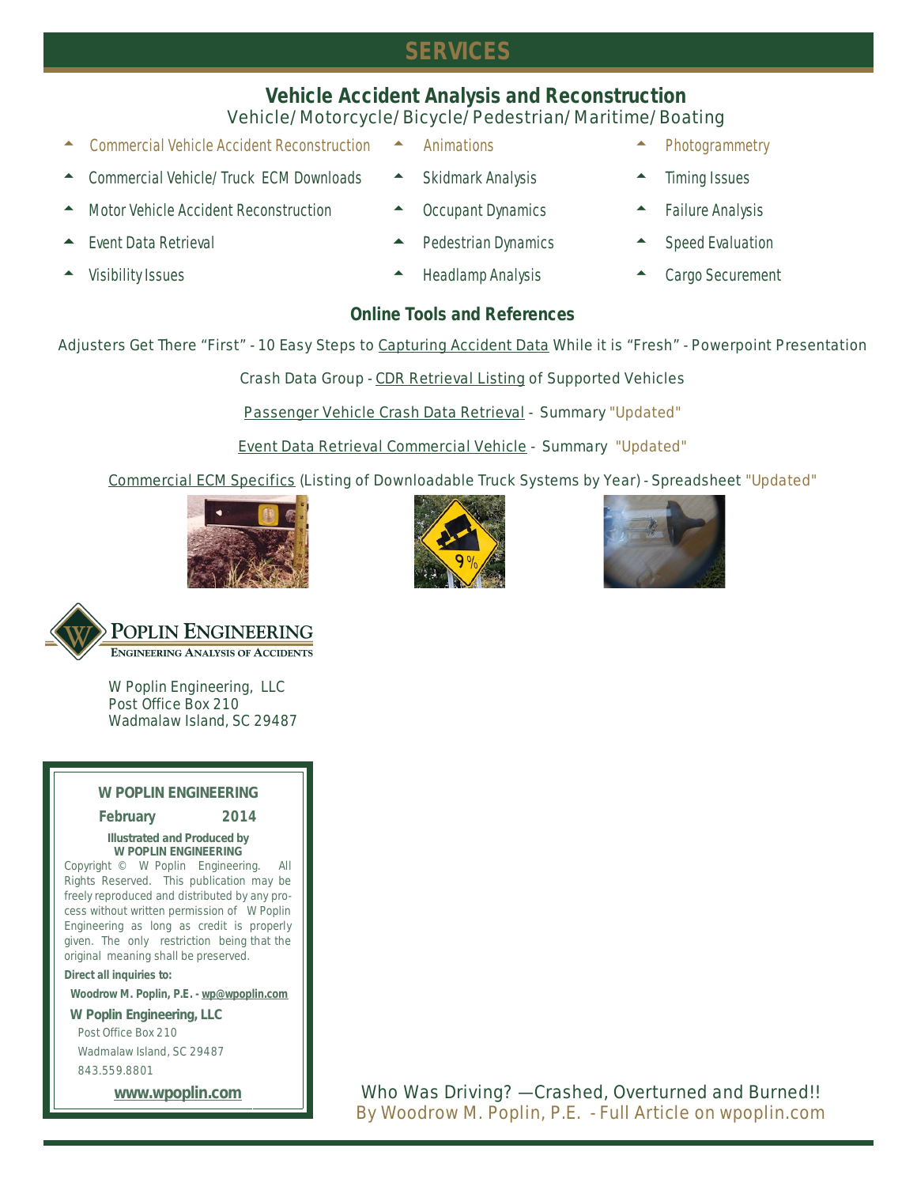## SERVICES

### Vehicle Accident Analysis and Reconstruction

Vehicle/Motorcycle/Bicycle/Pedestrian/Maritime/Boating

- Commercial Vehicle Accident Reconstruction
- Commercial Vehicle/Truck ECM Downloads
- Motor Vehicle Accident Reconstruction
- Event Data Retrieval
- Visibility Issues
- Animations
- Skidmark Analysis
- Occupant Dynamics
- Pedestrian Dynamics
- Headlamp Analysis
- Photogrammetry
- Timing Issues
- Failure Analysis
- Speed Evaluation
- Cargo Securement

### Online Tools and References

Adjusters Get There "First" - 10 Easy Steps to Capturing Accident Data While it is "Fresh" - Powerpoint Presentation

Crash Data Group - CDR Retrieval Listing of Supported Vehicles

Passenger Vehicle Crash Data Retrieval - Summary "Updated"

Event Data Retrieval Commercial Vehicle - Summary "Updated"

Commercial ECM Specifics (Listing of Downloadable Truck Systems by Year) - Spreadsheet "Updated"

POPLIN ENGINEERING
ENGINEERING ANALYSIS OF ACCIDENTS

W Poplin Engineering, LLC
Post Office Box 210
Wadmalaw Island, SC 29487

**W POPLIN ENGINEERING**

**February 2014**

**Illustrated and Produced by W POPLIN ENGINEERING**

Copyright © W Poplin Engineering. All Rights Reserved. This publication may be freely reproduced and distributed by any process without written permission of W Poplin Engineering as long as credit is properly given. The only restriction being that the original meaning shall be preserved.

**Direct all inquiries to:**

**Woodrow M. Poplin, P.E. - wp@wpoplin.com**

**W Poplin Engineering, LLC**
Post Office Box 210
Wadmalaw Island, SC 29487
843.559.8801

**www.wpoplin.com**

Who Was Driving? —Crashed, Overturned and Burned!!
By Woodrow M. Poplin, P.E. - Full Article on wpoplin.com